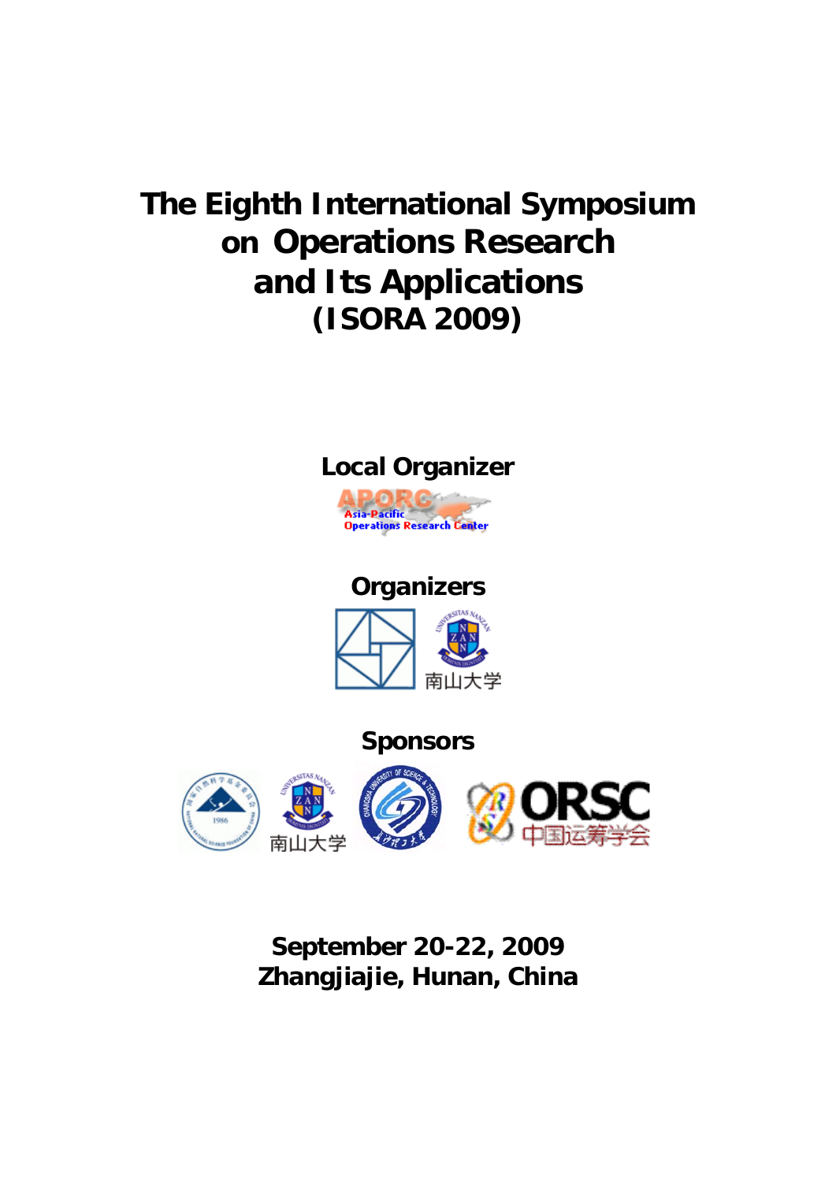# The Eighth International Symposium on Operations Research and Its Applications (ISORA 2009)

## Local Organizer

APORC
Asia-Pacific Operations Research Center

## Organizers

南山大学

## Sponsors

南山大学

ORSC 中国运筹学会

**September 20-22, 2009**
**Zhangjiajie, Hunan, China**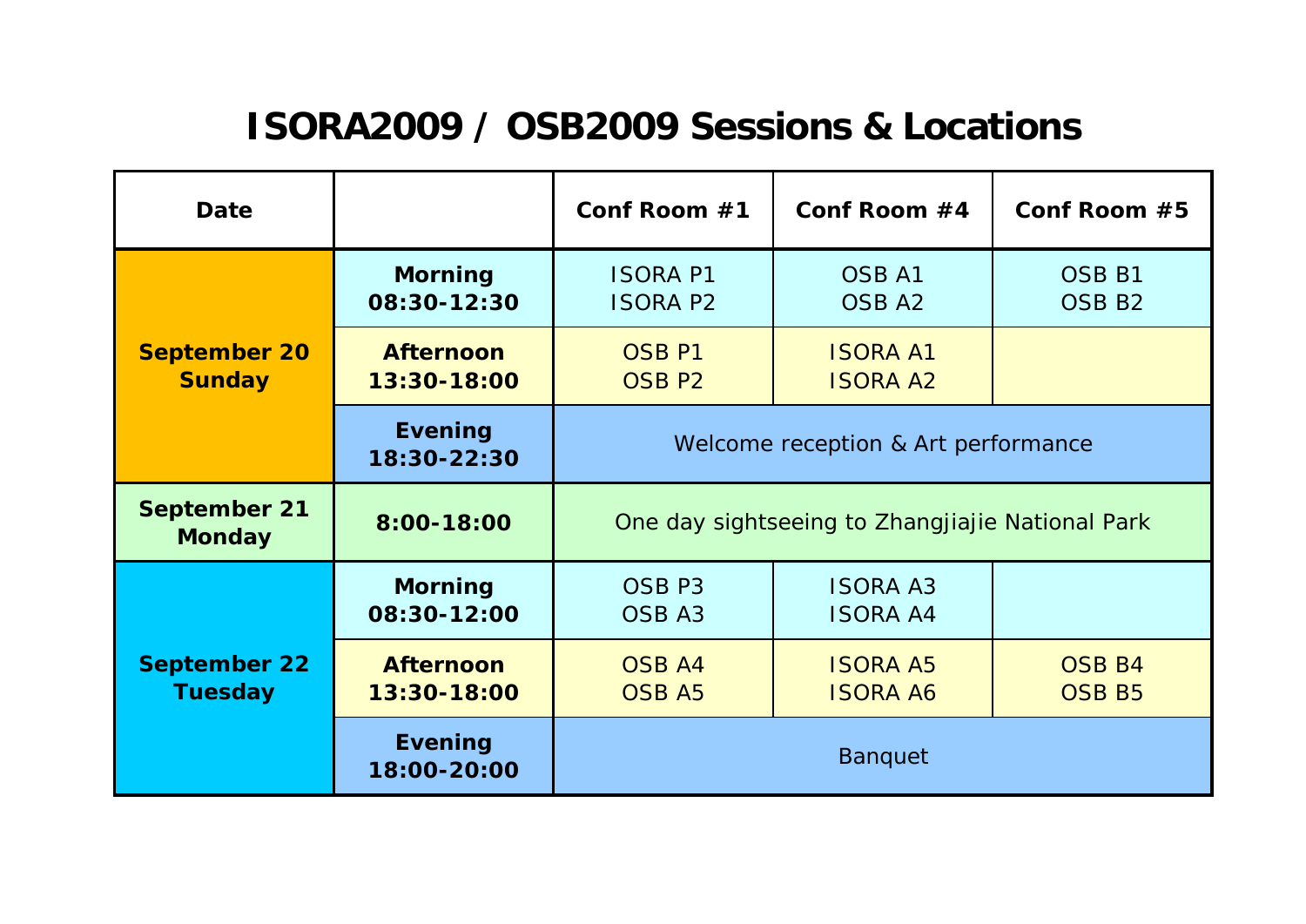# ISORA2009 / OSB2009 Sessions & Locations

| Date | | Conf Room #1 | Conf Room #4 | Conf Room #5 |
|---|---|---|---|---|
| **September 20 Sunday** | **Morning 08:30-12:30** | ISORA P1<br>ISORA P2 | OSB A1<br>OSB A2 | OSB B1<br>OSB B2 |
| | **Afternoon 13:30-18:00** | OSB P1<br>OSB P2 | ISORA A1<br>ISORA A2 | |
| | **Evening 18:30-22:30** | Welcome reception & Art performance | | |
| **September 21 Monday** | **8:00-18:00** | One day sightseeing to Zhangjiajie National Park | | |
| **September 22 Tuesday** | **Morning 08:30-12:00** | OSB P3<br>OSB A3 | ISORA A3<br>ISORA A4 | |
| | **Afternoon 13:30-18:00** | OSB A4<br>OSB A5 | ISORA A5<br>ISORA A6 | OSB B4<br>OSB B5 |
| | **Evening 18:00-20:00** | Banquet | | |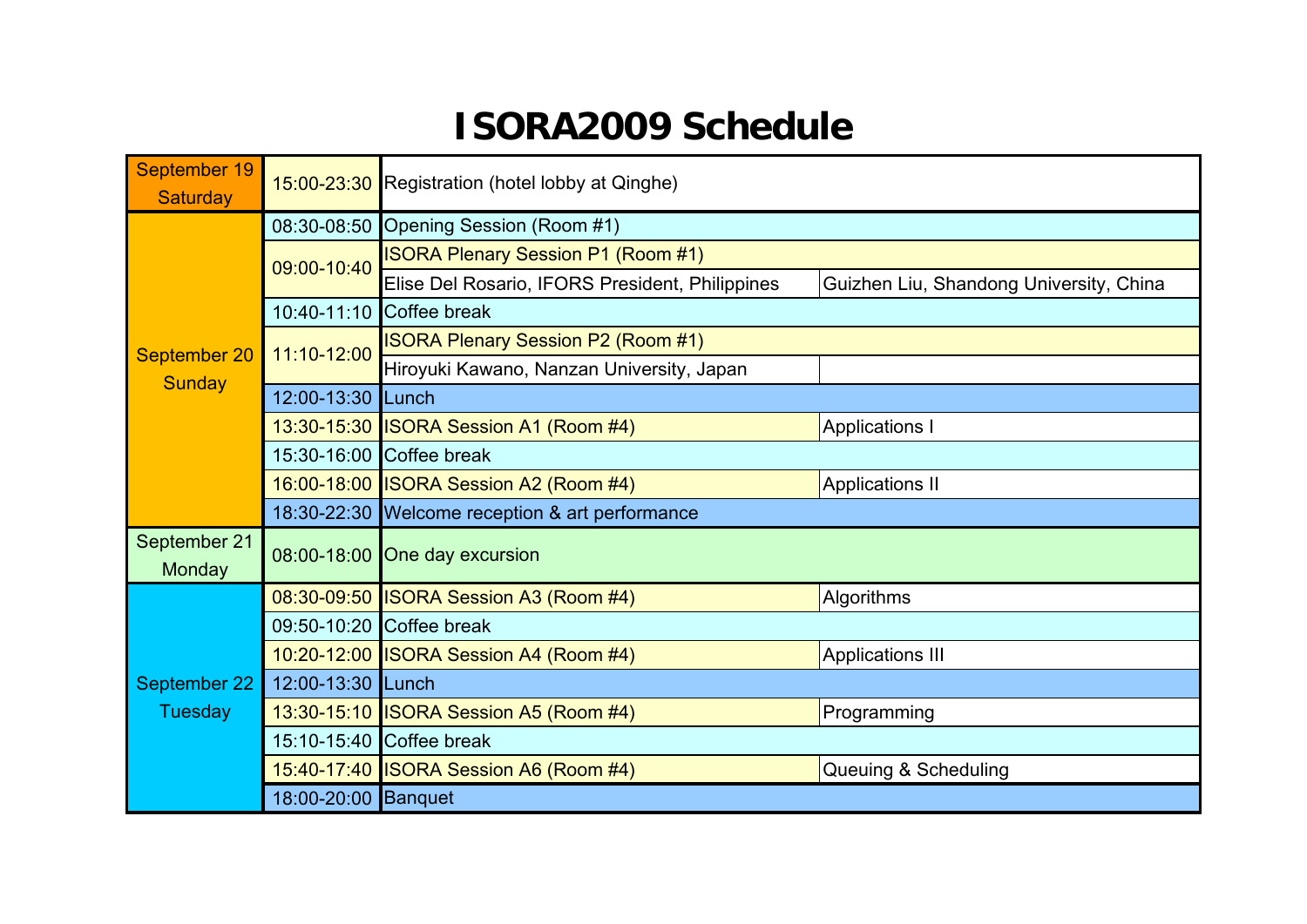# ISORA2009 Schedule

| Day | Time | Event | |
|---|---|---|---|
| September 19 Saturday | 15:00-23:30 | Registration (hotel lobby at Qinghe) | |
| September 20 Sunday | 08:30-08:50 | Opening Session (Room #1) | |
| | 09:00-10:40 | ISORA Plenary Session P1 (Room #1) | |
| | | Elise Del Rosario, IFORS President, Philippines | Guizhen Liu, Shandong University, China |
| | 10:40-11:10 | Coffee break | |
| | 11:10-12:00 | ISORA Plenary Session P2 (Room #1) | |
| | | Hiroyuki Kawano, Nanzan University, Japan | |
| | 12:00-13:30 | Lunch | |
| | 13:30-15:30 | ISORA Session A1 (Room #4) | Applications I |
| | 15:30-16:00 | Coffee break | |
| | 16:00-18:00 | ISORA Session A2 (Room #4) | Applications II |
| | 18:30-22:30 | Welcome reception & art performance | |
| September 21 Monday | 08:00-18:00 | One day excursion | |
| September 22 Tuesday | 08:30-09:50 | ISORA Session A3 (Room #4) | Algorithms |
| | 09:50-10:20 | Coffee break | |
| | 10:20-12:00 | ISORA Session A4 (Room #4) | Applications III |
| | 12:00-13:30 | Lunch | |
| | 13:30-15:10 | ISORA Session A5 (Room #4) | Programming |
| | 15:10-15:40 | Coffee break | |
| | 15:40-17:40 | ISORA Session A6 (Room #4) | Queuing & Scheduling |
| | 18:00-20:00 | Banquet | |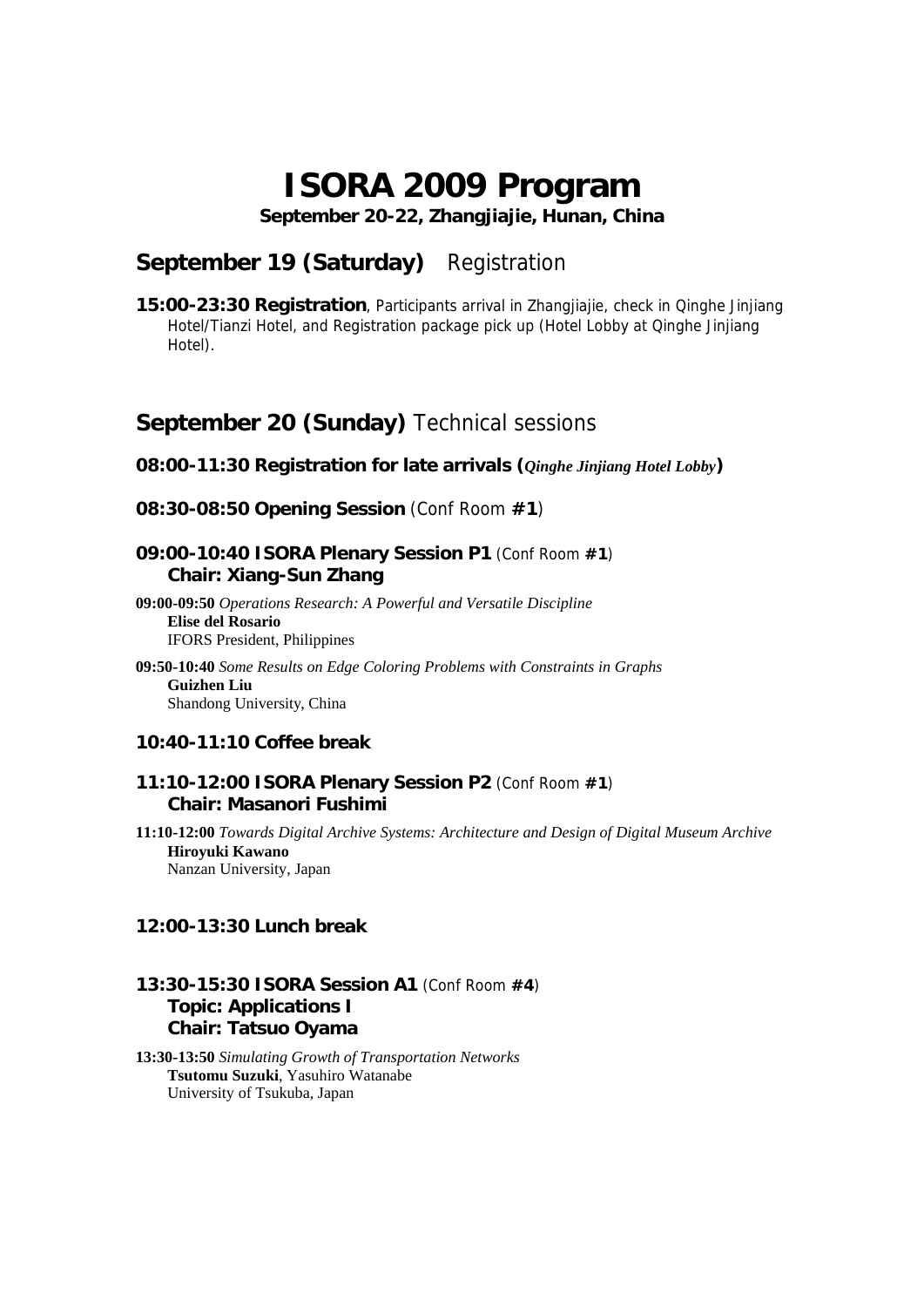# ISORA 2009 Program

**September 20-22, Zhangjiajie, Hunan, China**

## September 19 (Saturday) Registration

**15:00-23:30 Registration**, Participants arrival in Zhangjiajie, check in Qinghe Jinjiang Hotel/Tianzi Hotel, and Registration package pick up (Hotel Lobby at Qinghe Jinjiang Hotel).

## September 20 (Sunday) Technical sessions

### 08:00-11:30 Registration for late arrivals (*Qinghe Jinjiang Hotel Lobby*)

### 08:30-08:50 Opening Session (Conf Room #1)

### 09:00-10:40 ISORA Plenary Session P1 (Conf Room #1)
**Chair: Xiang-Sun Zhang**

**09:00-09:50** *Operations Research: A Powerful and Versatile Discipline*
**Elise del Rosario**
IFORS President, Philippines

**09:50-10:40** *Some Results on Edge Coloring Problems with Constraints in Graphs*
**Guizhen Liu**
Shandong University, China

### 10:40-11:10 Coffee break

### 11:10-12:00 ISORA Plenary Session P2 (Conf Room #1)
**Chair: Masanori Fushimi**

**11:10-12:00** *Towards Digital Archive Systems: Architecture and Design of Digital Museum Archive*
**Hiroyuki Kawano**
Nanzan University, Japan

### 12:00-13:30 Lunch break

### 13:30-15:30 ISORA Session A1 (Conf Room #4)
**Topic: Applications I**
**Chair: Tatsuo Oyama**

**13:30-13:50** *Simulating Growth of Transportation Networks*
**Tsutomu Suzuki**, Yasuhiro Watanabe
University of Tsukuba, Japan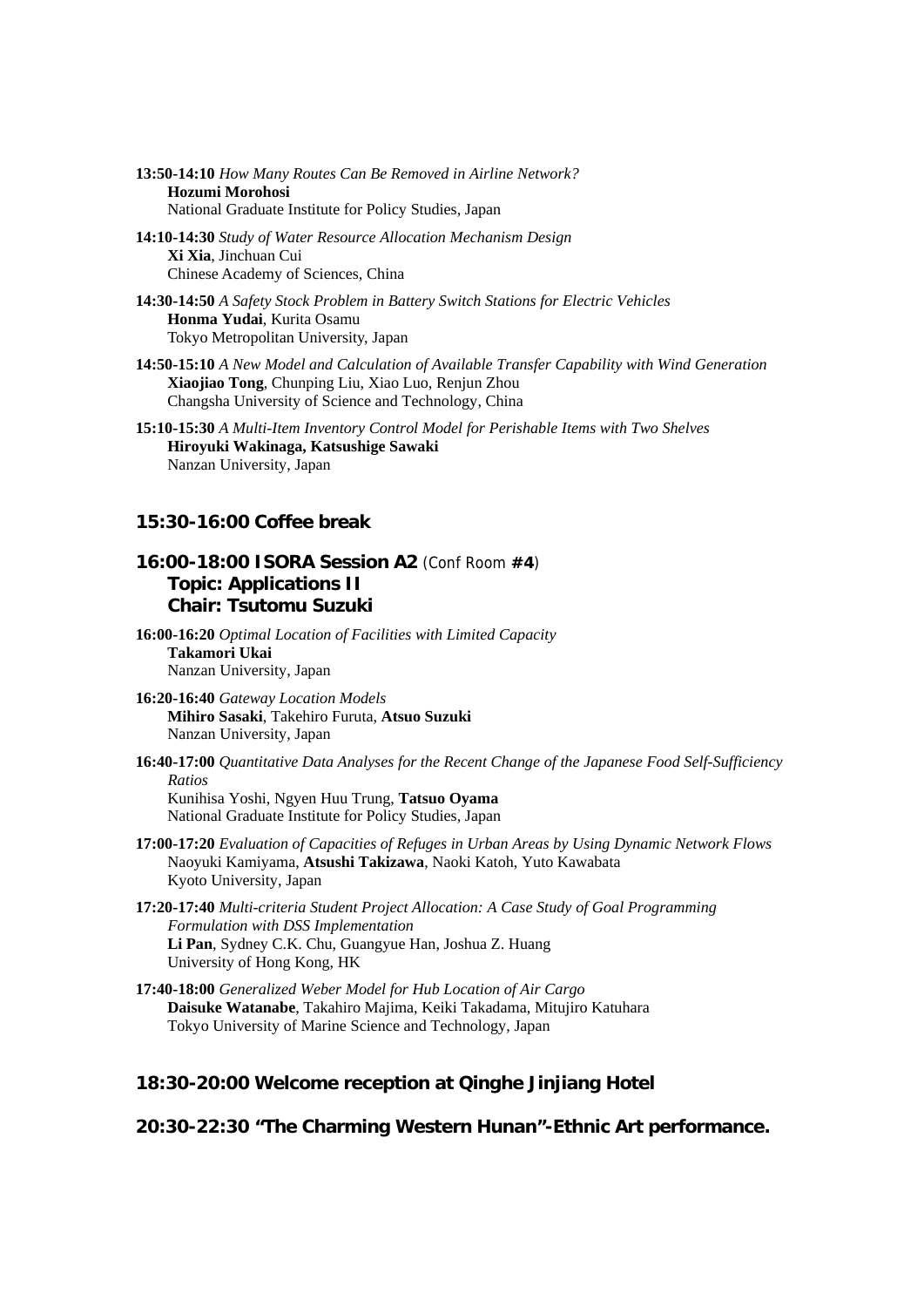**13:50-14:10** *How Many Routes Can Be Removed in Airline Network?*
**Hozumi Morohosi**
National Graduate Institute for Policy Studies, Japan

**14:10-14:30** *Study of Water Resource Allocation Mechanism Design*
**Xi Xia**, Jinchuan Cui
Chinese Academy of Sciences, China

**14:30-14:50** *A Safety Stock Problem in Battery Switch Stations for Electric Vehicles*
**Honma Yudai**, Kurita Osamu
Tokyo Metropolitan University, Japan

**14:50-15:10** *A New Model and Calculation of Available Transfer Capability with Wind Generation*
**Xiaojiao Tong**, Chunping Liu, Xiao Luo, Renjun Zhou
Changsha University of Science and Technology, China

**15:10-15:30** *A Multi-Item Inventory Control Model for Perishable Items with Two Shelves*
**Hiroyuki Wakinaga, Katsushige Sawaki**
Nanzan University, Japan

## 15:30-16:00 Coffee break

## 16:00-18:00 ISORA Session A2 (Conf Room **#4**)
## Topic: Applications II
## Chair: Tsutomu Suzuki

**16:00-16:20** *Optimal Location of Facilities with Limited Capacity*
**Takamori Ukai**
Nanzan University, Japan

**16:20-16:40** *Gateway Location Models*
**Mihiro Sasaki**, Takehiro Furuta, **Atsuo Suzuki**
Nanzan University, Japan

**16:40-17:00** *Quantitative Data Analyses for the Recent Change of the Japanese Food Self-Sufficiency Ratios*
Kunihisa Yoshi, Ngyen Huu Trung, **Tatsuo Oyama**
National Graduate Institute for Policy Studies, Japan

**17:00-17:20** *Evaluation of Capacities of Refuges in Urban Areas by Using Dynamic Network Flows*
Naoyuki Kamiyama, **Atsushi Takizawa**, Naoki Katoh, Yuto Kawabata
Kyoto University, Japan

**17:20-17:40** *Multi-criteria Student Project Allocation: A Case Study of Goal Programming Formulation with DSS Implementation*
**Li Pan**, Sydney C.K. Chu, Guangyue Han, Joshua Z. Huang
University of Hong Kong, HK

**17:40-18:00** *Generalized Weber Model for Hub Location of Air Cargo*
**Daisuke Watanabe**, Takahiro Majima, Keiki Takadama, Mitujiro Katuhara
Tokyo University of Marine Science and Technology, Japan

## 18:30-20:00 Welcome reception at Qinghe Jinjiang Hotel

## 20:30-22:30 "The Charming Western Hunan"-Ethnic Art performance.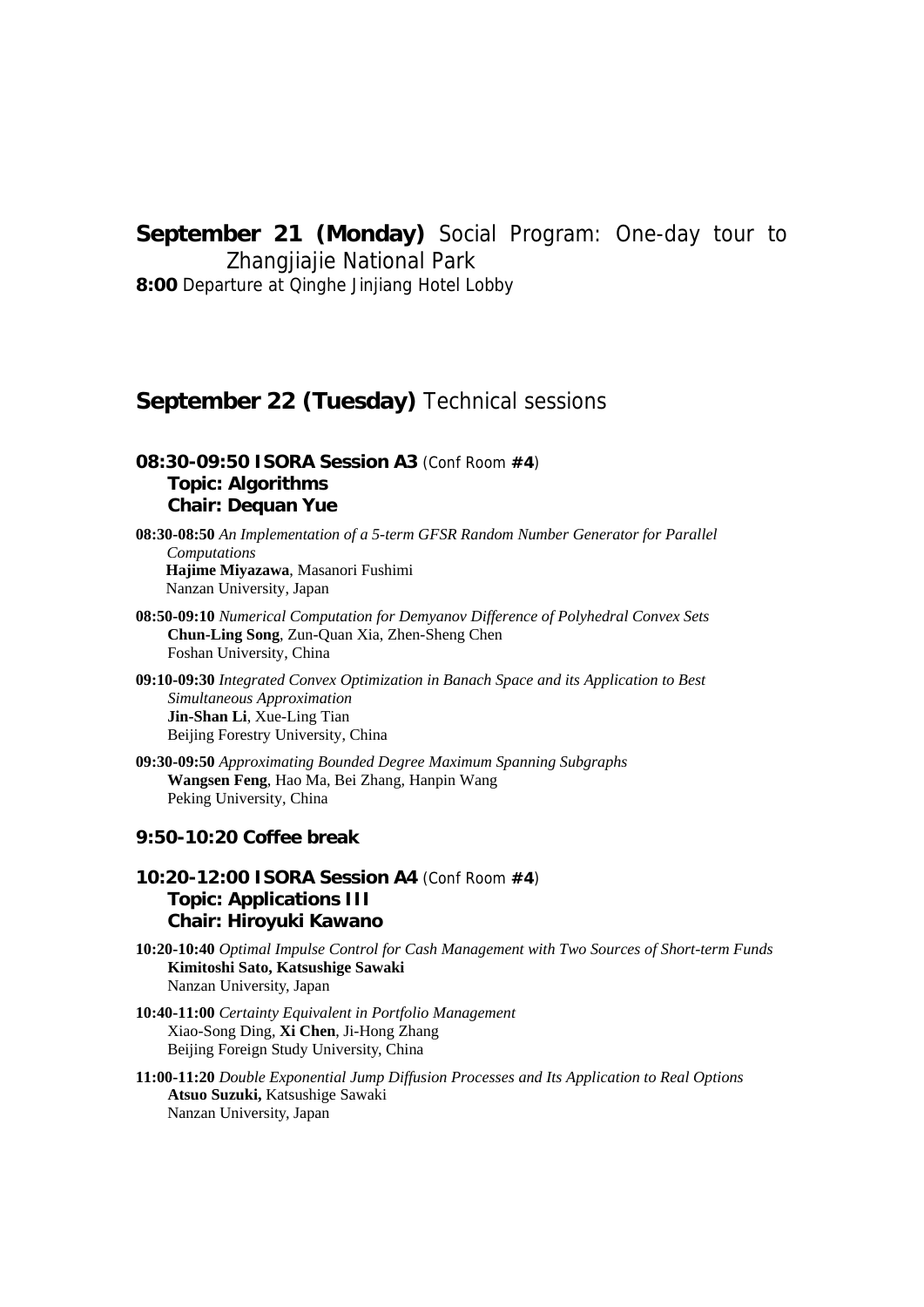## **September 21 (Monday)** Social Program: One-day tour to Zhangjiajie National Park

**8:00** Departure at Qinghe Jinjiang Hotel Lobby

## **September 22 (Tuesday)** Technical sessions

### **08:30-09:50 ISORA Session A3** (Conf Room **#4**)
**Topic: Algorithms**
**Chair: Dequan Yue**

**08:30-08:50** *An Implementation of a 5-term GFSR Random Number Generator for Parallel Computations*
**Hajime Miyazawa**, Masanori Fushimi
Nanzan University, Japan

**08:50-09:10** *Numerical Computation for Demyanov Difference of Polyhedral Convex Sets*
**Chun-Ling Song**, Zun-Quan Xia, Zhen-Sheng Chen
Foshan University, China

**09:10-09:30** *Integrated Convex Optimization in Banach Space and its Application to Best Simultaneous Approximation*
**Jin-Shan Li**, Xue-Ling Tian
Beijing Forestry University, China

**09:30-09:50** *Approximating Bounded Degree Maximum Spanning Subgraphs*
**Wangsen Feng**, Hao Ma, Bei Zhang, Hanpin Wang
Peking University, China

### **9:50-10:20 Coffee break**

### **10:20-12:00 ISORA Session A4** (Conf Room **#4**)
**Topic: Applications III**
**Chair: Hiroyuki Kawano**

**10:20-10:40** *Optimal Impulse Control for Cash Management with Two Sources of Short-term Funds*
**Kimitoshi Sato, Katsushige Sawaki**
Nanzan University, Japan

**10:40-11:00** *Certainty Equivalent in Portfolio Management*
Xiao-Song Ding, **Xi Chen**, Ji-Hong Zhang
Beijing Foreign Study University, China

**11:00-11:20** *Double Exponential Jump Diffusion Processes and Its Application to Real Options*
**Atsuo Suzuki,** Katsushige Sawaki
Nanzan University, Japan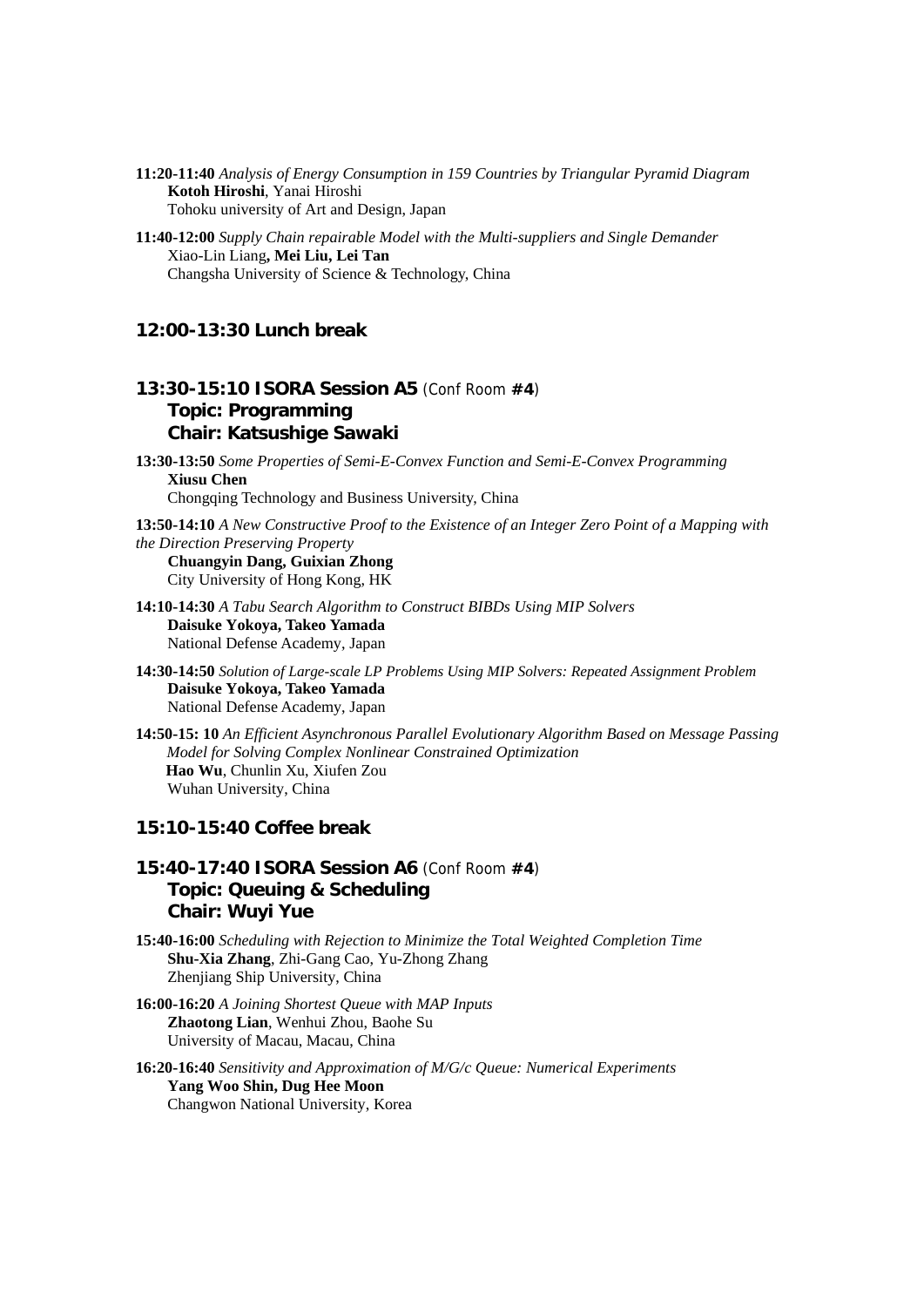**11:20-11:40** *Analysis of Energy Consumption in 159 Countries by Triangular Pyramid Diagram*
**Kotoh Hiroshi**, Yanai Hiroshi
Tohoku university of Art and Design, Japan

**11:40-12:00** *Supply Chain repairable Model with the Multi-suppliers and Single Demander*
Xiao-Lin Liang**, Mei Liu, Lei Tan**
Changsha University of Science & Technology, China

### 12:00-13:30 Lunch break

### 13:30-15:10 ISORA Session A5 (Conf Room **#4**)
### Topic: Programming
### Chair: Katsushige Sawaki

**13:30-13:50** *Some Properties of Semi-E-Convex Function and Semi-E-Convex Programming*
**Xiusu Chen**
Chongqing Technology and Business University, China

**13:50-14:10** *A New Constructive Proof to the Existence of an Integer Zero Point of a Mapping with the Direction Preserving Property*
**Chuangyin Dang, Guixian Zhong**
City University of Hong Kong, HK

**14:10-14:30** *A Tabu Search Algorithm to Construct BIBDs Using MIP Solvers*
**Daisuke Yokoya, Takeo Yamada**
National Defense Academy, Japan

**14:30-14:50** *Solution of Large-scale LP Problems Using MIP Solvers: Repeated Assignment Problem*
**Daisuke Yokoya, Takeo Yamada**
National Defense Academy, Japan

**14:50-15: 10** *An Efficient Asynchronous Parallel Evolutionary Algorithm Based on Message Passing Model for Solving Complex Nonlinear Constrained Optimization*
**Hao Wu**, Chunlin Xu, Xiufen Zou
Wuhan University, China

### 15:10-15:40 Coffee break

### 15:40-17:40 ISORA Session A6 (Conf Room **#4**)
### Topic: Queuing & Scheduling
### Chair: Wuyi Yue

**15:40-16:00** *Scheduling with Rejection to Minimize the Total Weighted Completion Time*
**Shu-Xia Zhang**, Zhi-Gang Cao, Yu-Zhong Zhang
Zhenjiang Ship University, China

**16:00-16:20** *A Joining Shortest Queue with MAP Inputs*
**Zhaotong Lian**, Wenhui Zhou, Baohe Su
University of Macau, Macau, China

**16:20-16:40** *Sensitivity and Approximation of M/G/c Queue: Numerical Experiments*
**Yang Woo Shin, Dug Hee Moon**
Changwon National University, Korea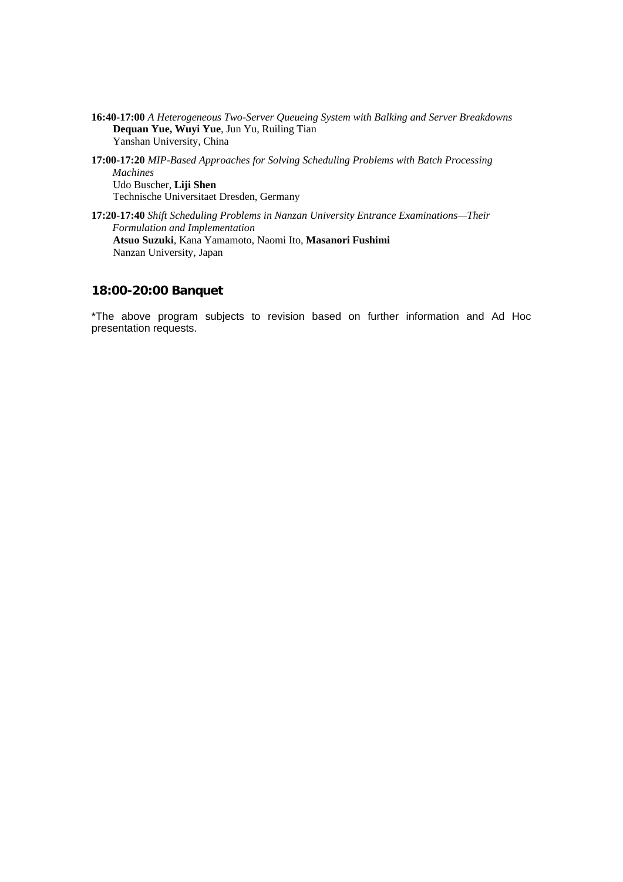**16:40-17:00** *A Heterogeneous Two-Server Queueing System with Balking and Server Breakdowns*
**Dequan Yue, Wuyi Yue**, Jun Yu, Ruiling Tian
Yanshan University, China

**17:00-17:20** *MIP-Based Approaches for Solving Scheduling Problems with Batch Processing Machines*
Udo Buscher, **Liji Shen**
Technische Universitaet Dresden, Germany

**17:20-17:40** *Shift Scheduling Problems in Nanzan University Entrance Examinations—Their Formulation and Implementation*
**Atsuo Suzuki**, Kana Yamamoto, Naomi Ito, **Masanori Fushimi**
Nanzan University, Japan

## 18:00-20:00 Banquet

*The above program subjects to revision based on further information and Ad Hoc presentation requests.